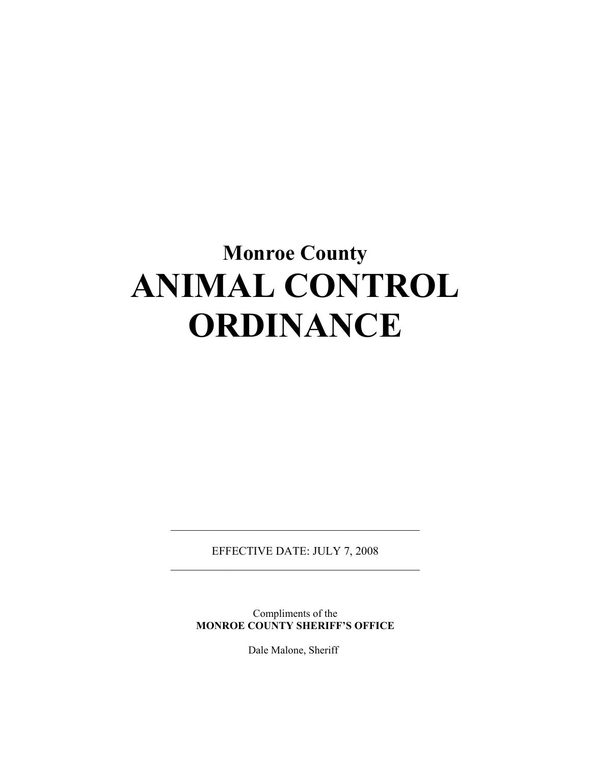## Monroe County

# ANIMAL CONTROL ORDINANCE

---

EFFECTIVE DATE: JULY 7, 2008

---

Compliments of the
**MONROE COUNTY SHERIFF'S OFFICE**

Dale Malone, Sheriff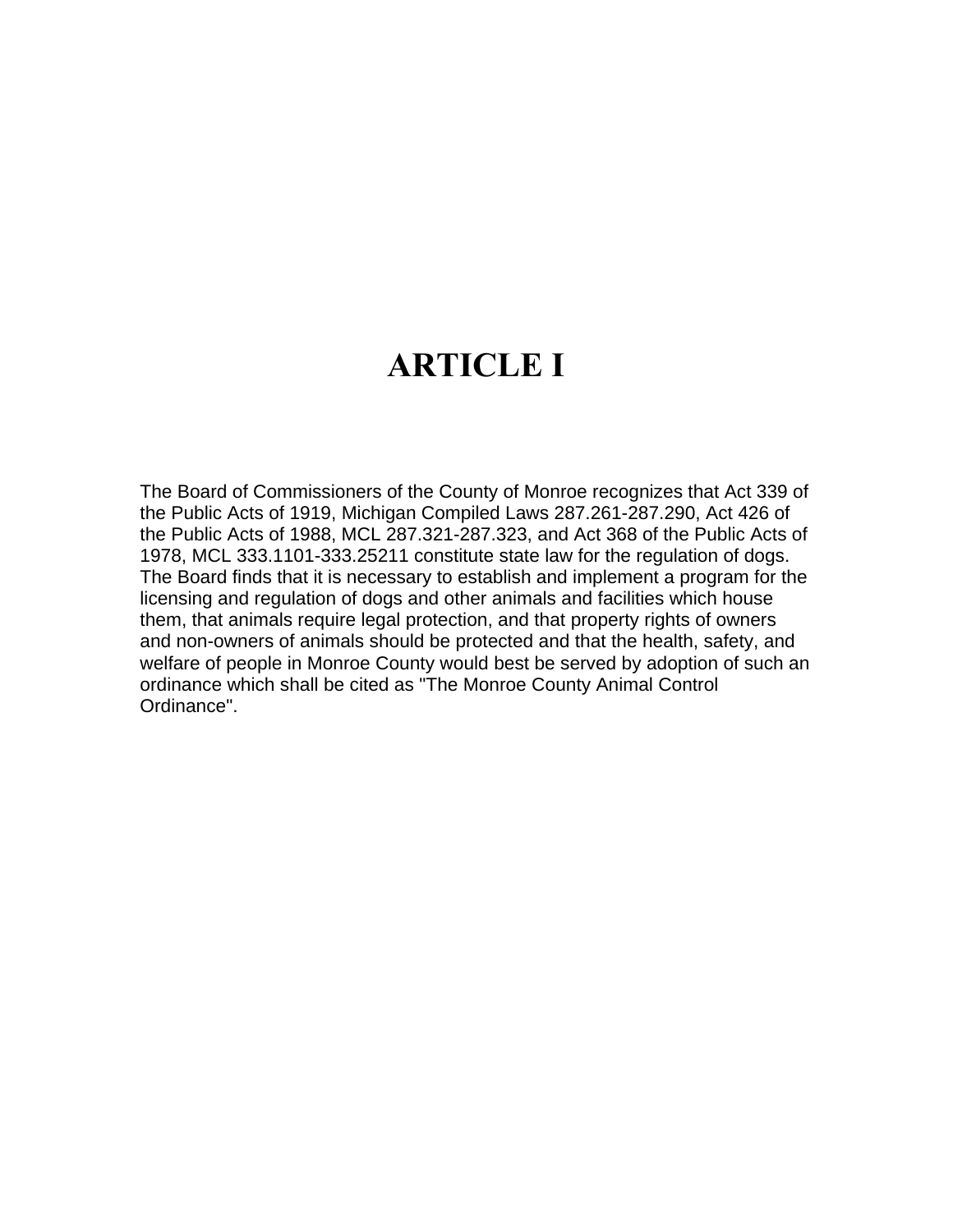# ARTICLE I

The Board of Commissioners of the County of Monroe recognizes that Act 339 of the Public Acts of 1919, Michigan Compiled Laws 287.261-287.290, Act 426 of the Public Acts of 1988, MCL 287.321-287.323, and Act 368 of the Public Acts of 1978, MCL 333.1101-333.25211 constitute state law for the regulation of dogs. The Board finds that it is necessary to establish and implement a program for the licensing and regulation of dogs and other animals and facilities which house them, that animals require legal protection, and that property rights of owners and non-owners of animals should be protected and that the health, safety, and welfare of people in Monroe County would best be served by adoption of such an ordinance which shall be cited as "The Monroe County Animal Control Ordinance".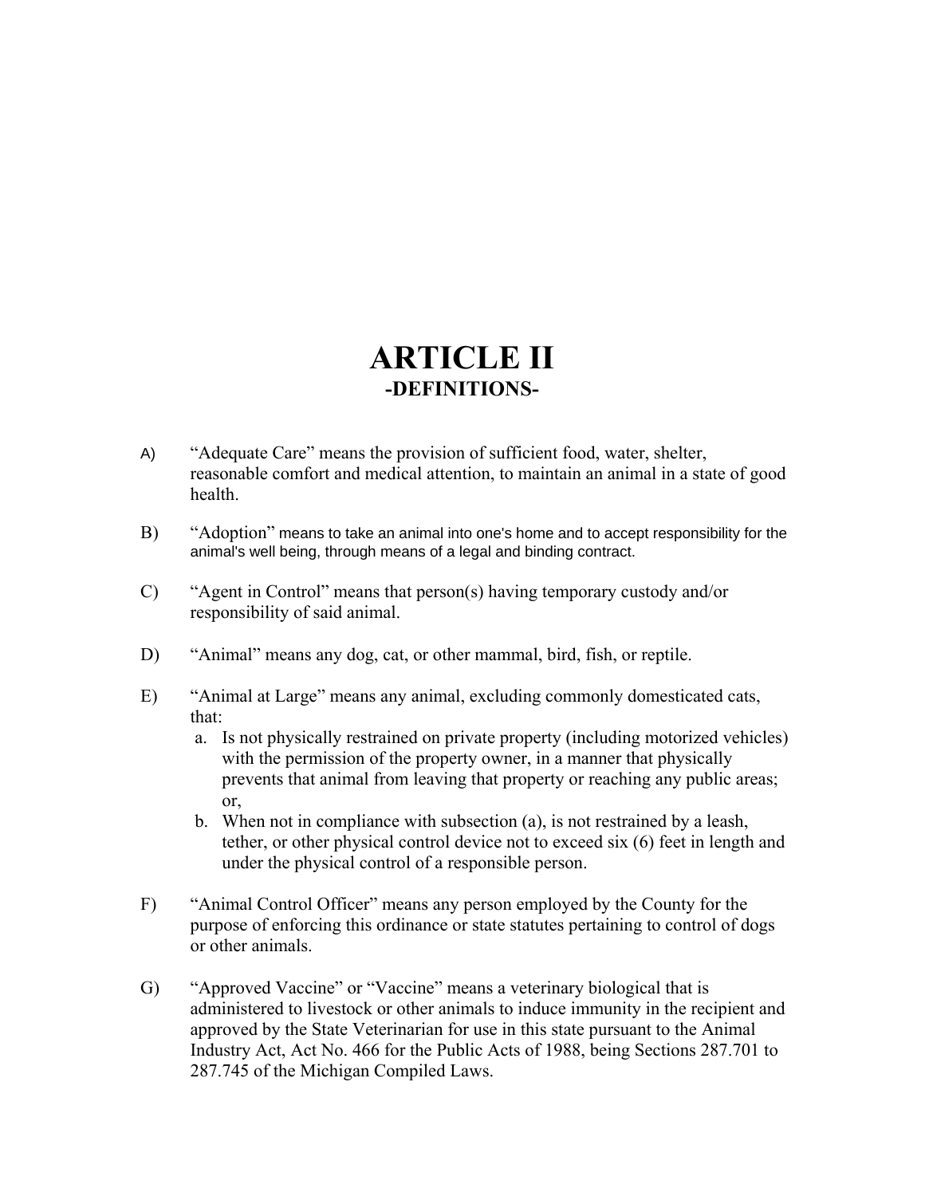# ARTICLE II
## -DEFINITIONS-

A) "Adequate Care" means the provision of sufficient food, water, shelter, reasonable comfort and medical attention, to maintain an animal in a state of good health.

B) "Adoption" means to take an animal into one's home and to accept responsibility for the animal's well being, through means of a legal and binding contract.

C) "Agent in Control" means that person(s) having temporary custody and/or responsibility of said animal.

D) "Animal" means any dog, cat, or other mammal, bird, fish, or reptile.

E) "Animal at Large" means any animal, excluding commonly domesticated cats, that:

a. Is not physically restrained on private property (including motorized vehicles) with the permission of the property owner, in a manner that physically prevents that animal from leaving that property or reaching any public areas; or,

b. When not in compliance with subsection (a), is not restrained by a leash, tether, or other physical control device not to exceed six (6) feet in length and under the physical control of a responsible person.

F) "Animal Control Officer" means any person employed by the County for the purpose of enforcing this ordinance or state statutes pertaining to control of dogs or other animals.

G) "Approved Vaccine" or "Vaccine" means a veterinary biological that is administered to livestock or other animals to induce immunity in the recipient and approved by the State Veterinarian for use in this state pursuant to the Animal Industry Act, Act No. 466 for the Public Acts of 1988, being Sections 287.701 to 287.745 of the Michigan Compiled Laws.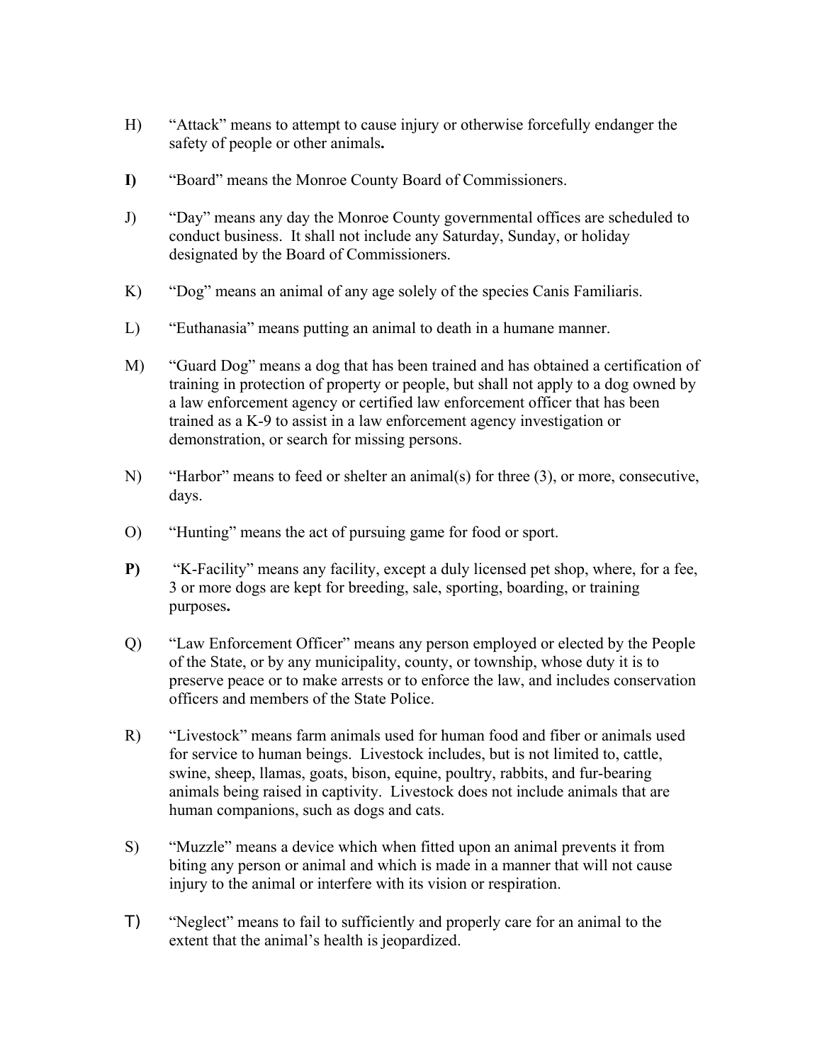H) "Attack" means to attempt to cause injury or otherwise forcefully endanger the safety of people or other animals**.**

**I)** "Board" means the Monroe County Board of Commissioners.

J) "Day" means any day the Monroe County governmental offices are scheduled to conduct business. It shall not include any Saturday, Sunday, or holiday designated by the Board of Commissioners.

K) "Dog" means an animal of any age solely of the species Canis Familiaris.

L) "Euthanasia" means putting an animal to death in a humane manner.

M) "Guard Dog" means a dog that has been trained and has obtained a certification of training in protection of property or people, but shall not apply to a dog owned by a law enforcement agency or certified law enforcement officer that has been trained as a K-9 to assist in a law enforcement agency investigation or demonstration, or search for missing persons.

N) "Harbor" means to feed or shelter an animal(s) for three (3), or more, consecutive, days.

O) "Hunting" means the act of pursuing game for food or sport.

**P)** "K-Facility" means any facility, except a duly licensed pet shop, where, for a fee, 3 or more dogs are kept for breeding, sale, sporting, boarding, or training purposes**.**

Q) "Law Enforcement Officer" means any person employed or elected by the People of the State, or by any municipality, county, or township, whose duty it is to preserve peace or to make arrests or to enforce the law, and includes conservation officers and members of the State Police.

R) "Livestock" means farm animals used for human food and fiber or animals used for service to human beings. Livestock includes, but is not limited to, cattle, swine, sheep, llamas, goats, bison, equine, poultry, rabbits, and fur-bearing animals being raised in captivity. Livestock does not include animals that are human companions, such as dogs and cats.

S) "Muzzle" means a device which when fitted upon an animal prevents it from biting any person or animal and which is made in a manner that will not cause injury to the animal or interfere with its vision or respiration.

T) "Neglect" means to fail to sufficiently and properly care for an animal to the extent that the animal's health is jeopardized.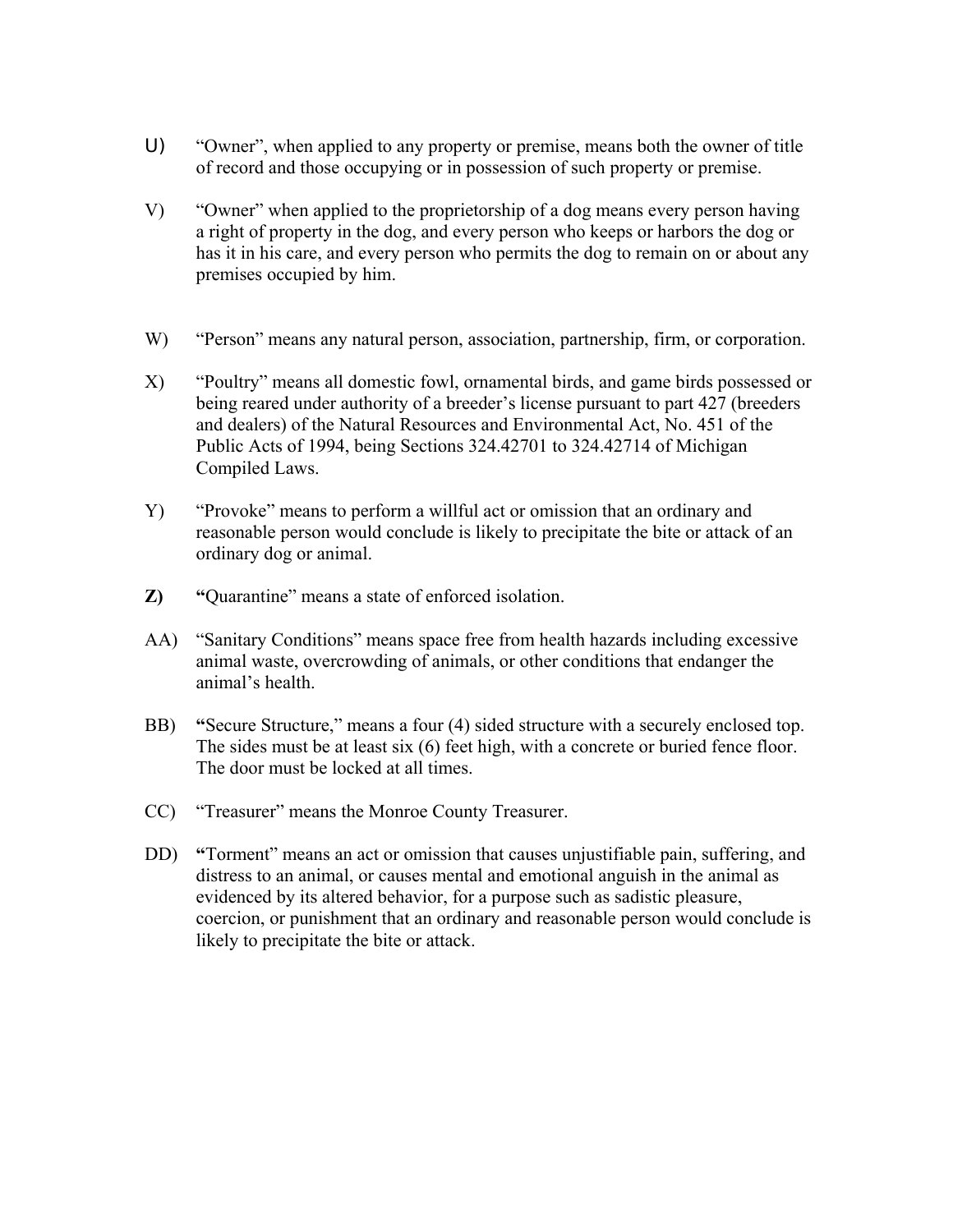U) "Owner", when applied to any property or premise, means both the owner of title of record and those occupying or in possession of such property or premise.

V) "Owner" when applied to the proprietorship of a dog means every person having a right of property in the dog, and every person who keeps or harbors the dog or has it in his care, and every person who permits the dog to remain on or about any premises occupied by him.

W) "Person" means any natural person, association, partnership, firm, or corporation.

X) "Poultry" means all domestic fowl, ornamental birds, and game birds possessed or being reared under authority of a breeder's license pursuant to part 427 (breeders and dealers) of the Natural Resources and Environmental Act, No. 451 of the Public Acts of 1994, being Sections 324.42701 to 324.42714 of Michigan Compiled Laws.

Y) "Provoke" means to perform a willful act or omission that an ordinary and reasonable person would conclude is likely to precipitate the bite or attack of an ordinary dog or animal.

**Z)** **"**Quarantine" means a state of enforced isolation.

AA) "Sanitary Conditions" means space free from health hazards including excessive animal waste, overcrowding of animals, or other conditions that endanger the animal's health.

BB) **"**Secure Structure," means a four (4) sided structure with a securely enclosed top. The sides must be at least six (6) feet high, with a concrete or buried fence floor. The door must be locked at all times.

CC) "Treasurer" means the Monroe County Treasurer.

DD) **"**Torment" means an act or omission that causes unjustifiable pain, suffering, and distress to an animal, or causes mental and emotional anguish in the animal as evidenced by its altered behavior, for a purpose such as sadistic pleasure, coercion, or punishment that an ordinary and reasonable person would conclude is likely to precipitate the bite or attack.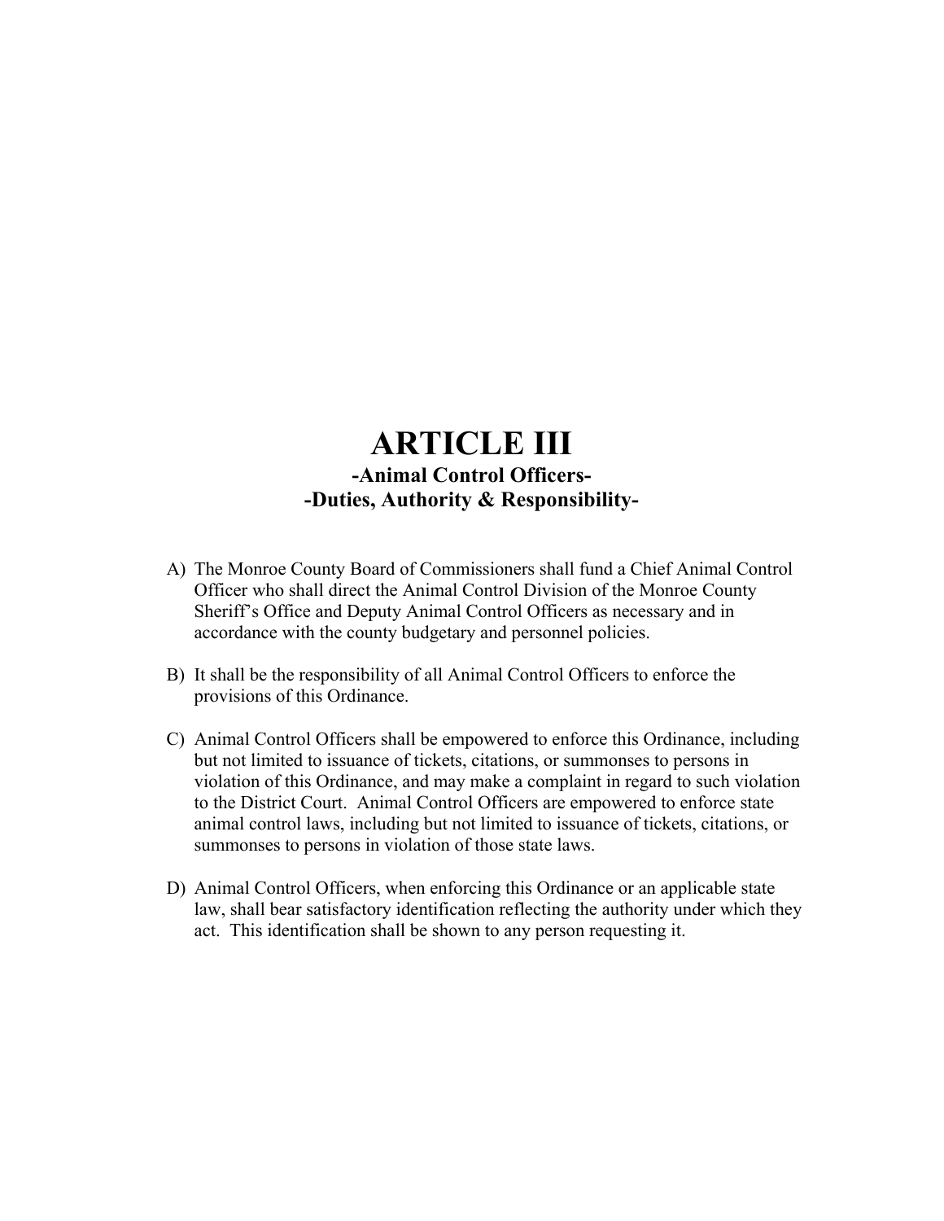# ARTICLE III

## -Animal Control Officers-
## -Duties, Authority & Responsibility-

A) The Monroe County Board of Commissioners shall fund a Chief Animal Control Officer who shall direct the Animal Control Division of the Monroe County Sheriff's Office and Deputy Animal Control Officers as necessary and in accordance with the county budgetary and personnel policies.

B) It shall be the responsibility of all Animal Control Officers to enforce the provisions of this Ordinance.

C) Animal Control Officers shall be empowered to enforce this Ordinance, including but not limited to issuance of tickets, citations, or summonses to persons in violation of this Ordinance, and may make a complaint in regard to such violation to the District Court. Animal Control Officers are empowered to enforce state animal control laws, including but not limited to issuance of tickets, citations, or summonses to persons in violation of those state laws.

D) Animal Control Officers, when enforcing this Ordinance or an applicable state law, shall bear satisfactory identification reflecting the authority under which they act. This identification shall be shown to any person requesting it.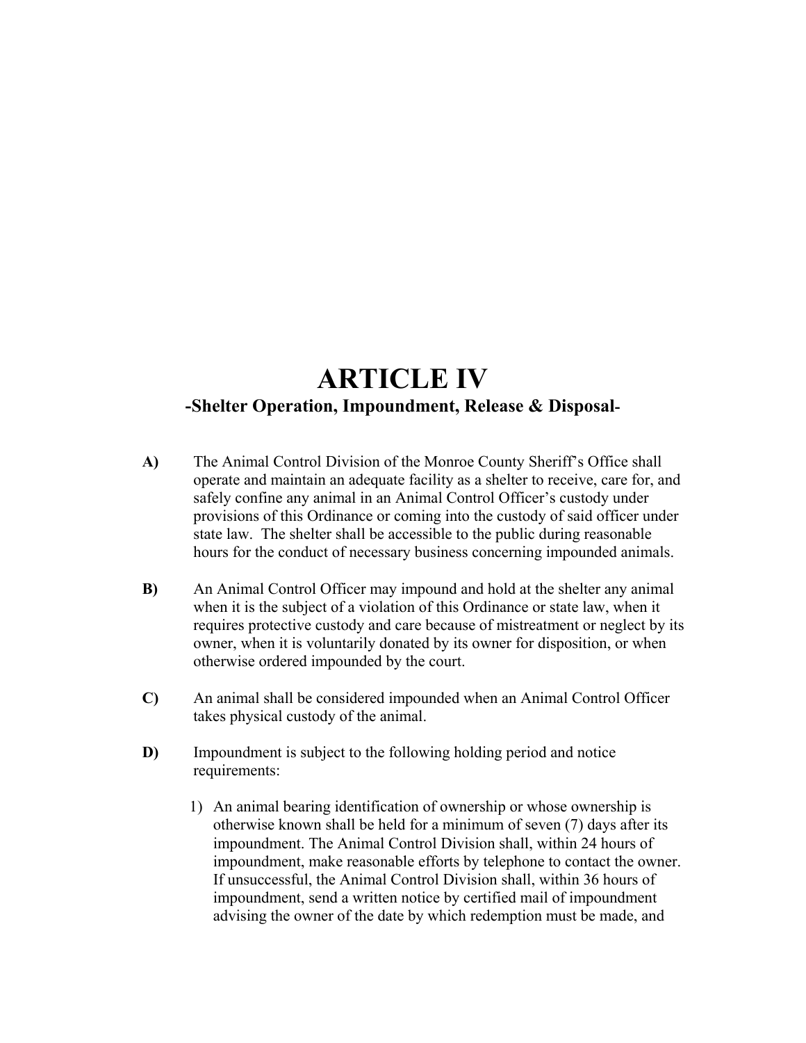# ARTICLE IV

## -Shelter Operation, Impoundment, Release & Disposal-

**A)** The Animal Control Division of the Monroe County Sheriff's Office shall operate and maintain an adequate facility as a shelter to receive, care for, and safely confine any animal in an Animal Control Officer's custody under provisions of this Ordinance or coming into the custody of said officer under state law. The shelter shall be accessible to the public during reasonable hours for the conduct of necessary business concerning impounded animals.

**B)** An Animal Control Officer may impound and hold at the shelter any animal when it is the subject of a violation of this Ordinance or state law, when it requires protective custody and care because of mistreatment or neglect by its owner, when it is voluntarily donated by its owner for disposition, or when otherwise ordered impounded by the court.

**C)** An animal shall be considered impounded when an Animal Control Officer takes physical custody of the animal.

**D)** Impoundment is subject to the following holding period and notice requirements:

1) An animal bearing identification of ownership or whose ownership is otherwise known shall be held for a minimum of seven (7) days after its impoundment. The Animal Control Division shall, within 24 hours of impoundment, make reasonable efforts by telephone to contact the owner. If unsuccessful, the Animal Control Division shall, within 36 hours of impoundment, send a written notice by certified mail of impoundment advising the owner of the date by which redemption must be made, and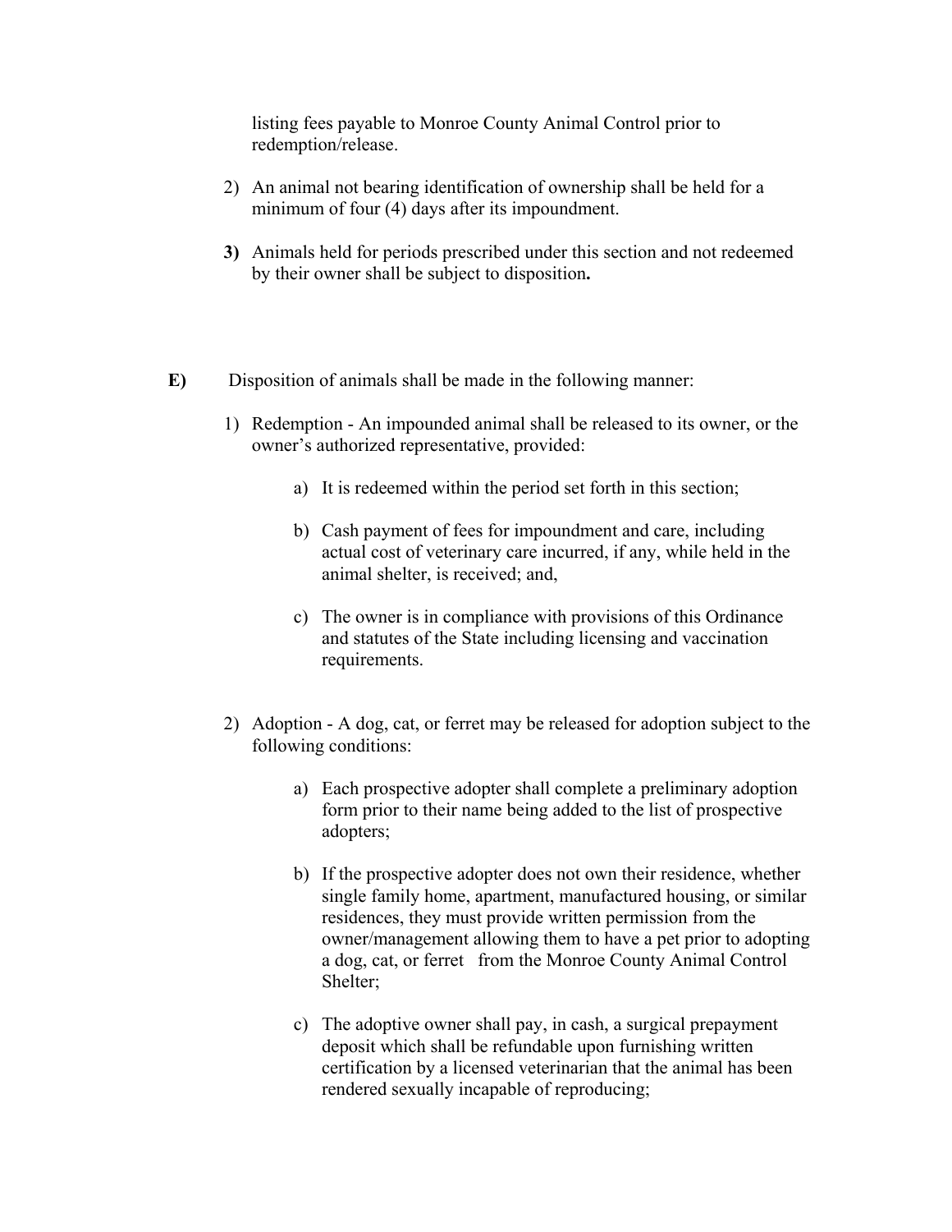listing fees payable to Monroe County Animal Control prior to redemption/release.

2) An animal not bearing identification of ownership shall be held for a minimum of four (4) days after its impoundment.

**3)** Animals held for periods prescribed under this section and not redeemed by their owner shall be subject to disposition**.**

**E)** Disposition of animals shall be made in the following manner:

1) Redemption - An impounded animal shall be released to its owner, or the owner's authorized representative, provided:

   a) It is redeemed within the period set forth in this section;

   b) Cash payment of fees for impoundment and care, including actual cost of veterinary care incurred, if any, while held in the animal shelter, is received; and,

   c) The owner is in compliance with provisions of this Ordinance and statutes of the State including licensing and vaccination requirements.

2) Adoption - A dog, cat, or ferret may be released for adoption subject to the following conditions:

   a) Each prospective adopter shall complete a preliminary adoption form prior to their name being added to the list of prospective adopters;

   b) If the prospective adopter does not own their residence, whether single family home, apartment, manufactured housing, or similar residences, they must provide written permission from the owner/management allowing them to have a pet prior to adopting a dog, cat, or ferret from the Monroe County Animal Control Shelter;

   c) The adoptive owner shall pay, in cash, a surgical prepayment deposit which shall be refundable upon furnishing written certification by a licensed veterinarian that the animal has been rendered sexually incapable of reproducing;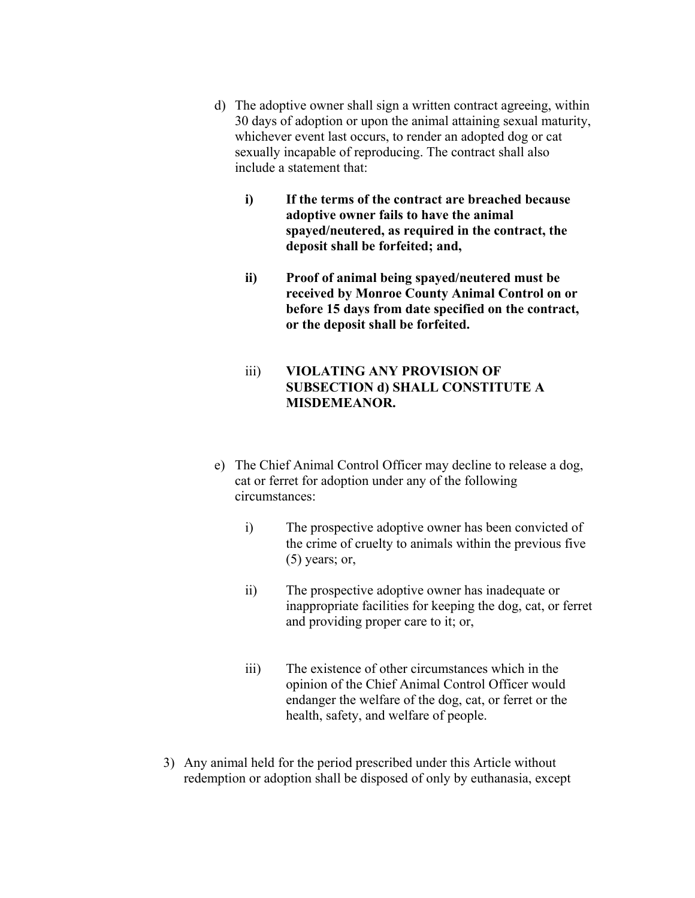d) The adoptive owner shall sign a written contract agreeing, within 30 days of adoption or upon the animal attaining sexual maturity, whichever event last occurs, to render an adopted dog or cat sexually incapable of reproducing. The contract shall also include a statement that:

   **i) If the terms of the contract are breached because adoptive owner fails to have the animal spayed/neutered, as required in the contract, the deposit shall be forfeited; and,**

   **ii) Proof of animal being spayed/neutered must be received by Monroe County Animal Control on or before 15 days from date specified on the contract, or the deposit shall be forfeited.**

   iii) **VIOLATING ANY PROVISION OF SUBSECTION d) SHALL CONSTITUTE A MISDEMEANOR.**

e) The Chief Animal Control Officer may decline to release a dog, cat or ferret for adoption under any of the following circumstances:

   i) The prospective adoptive owner has been convicted of the crime of cruelty to animals within the previous five (5) years; or,

   ii) The prospective adoptive owner has inadequate or inappropriate facilities for keeping the dog, cat, or ferret and providing proper care to it; or,

   iii) The existence of other circumstances which in the opinion of the Chief Animal Control Officer would endanger the welfare of the dog, cat, or ferret or the health, safety, and welfare of people.

3) Any animal held for the period prescribed under this Article without redemption or adoption shall be disposed of only by euthanasia, except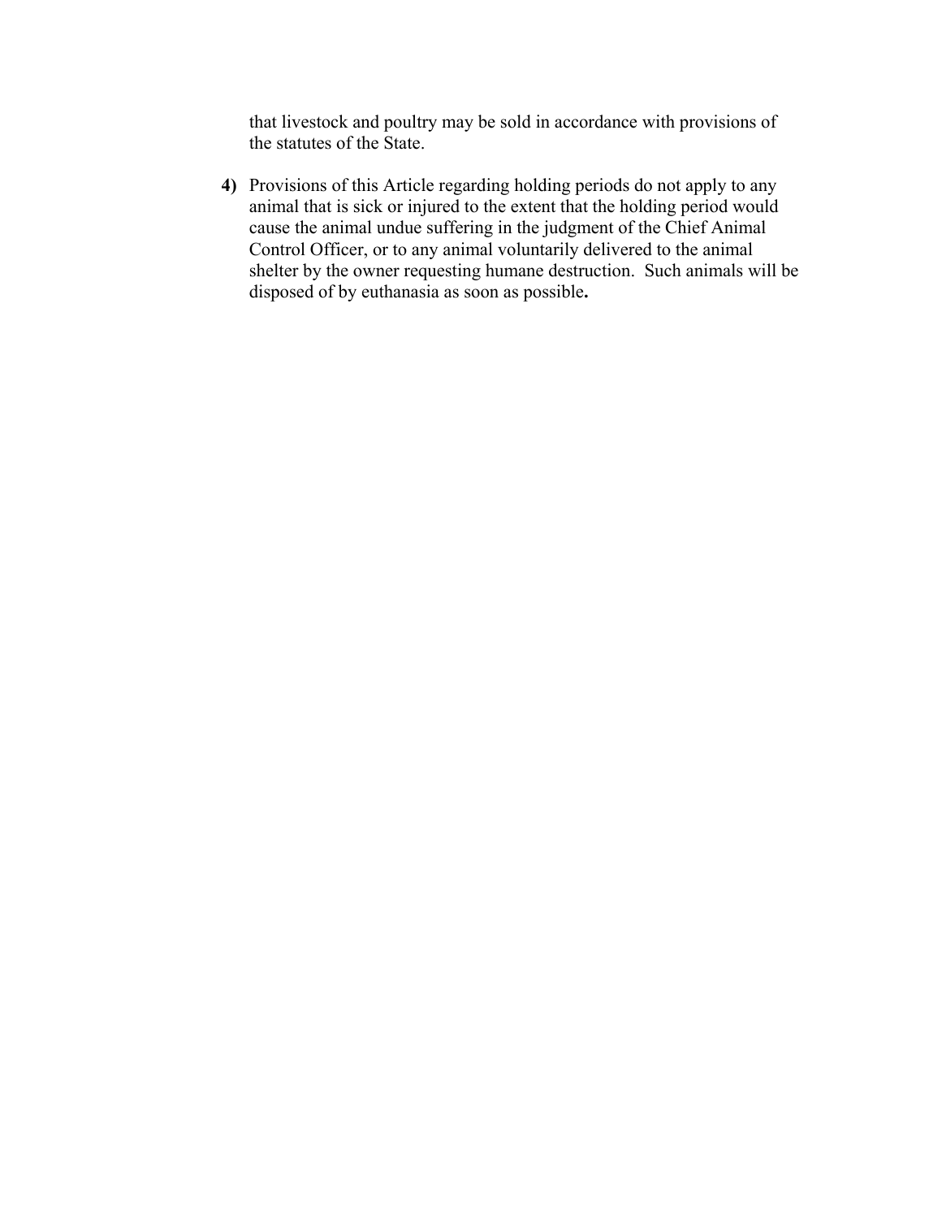that livestock and poultry may be sold in accordance with provisions of the statutes of the State.

**4)** Provisions of this Article regarding holding periods do not apply to any animal that is sick or injured to the extent that the holding period would cause the animal undue suffering in the judgment of the Chief Animal Control Officer, or to any animal voluntarily delivered to the animal shelter by the owner requesting humane destruction. Such animals will be disposed of by euthanasia as soon as possible**.**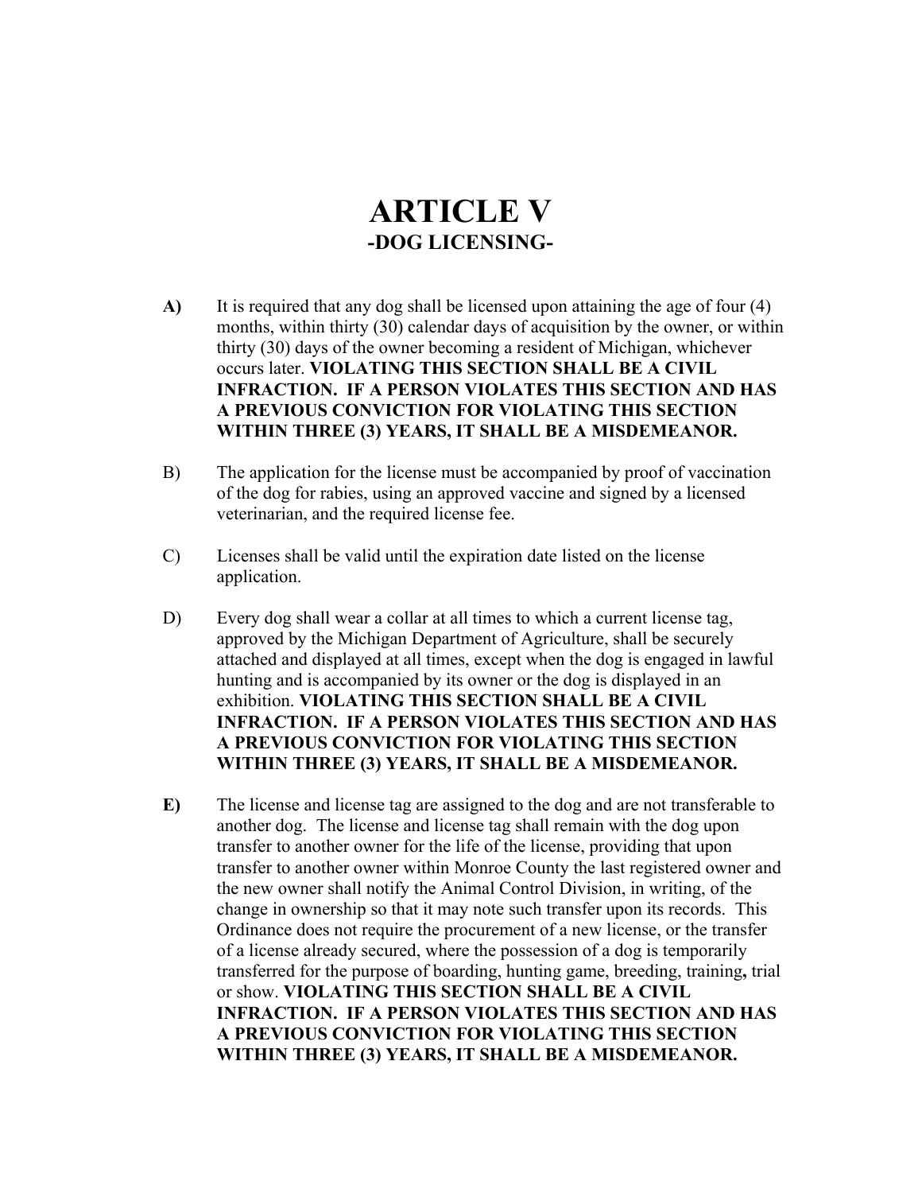# ARTICLE V

## -DOG LICENSING-

**A)** It is required that any dog shall be licensed upon attaining the age of four (4) months, within thirty (30) calendar days of acquisition by the owner, or within thirty (30) days of the owner becoming a resident of Michigan, whichever occurs later. **VIOLATING THIS SECTION SHALL BE A CIVIL INFRACTION. IF A PERSON VIOLATES THIS SECTION AND HAS A PREVIOUS CONVICTION FOR VIOLATING THIS SECTION WITHIN THREE (3) YEARS, IT SHALL BE A MISDEMEANOR.**

B) The application for the license must be accompanied by proof of vaccination of the dog for rabies, using an approved vaccine and signed by a licensed veterinarian, and the required license fee.

C) Licenses shall be valid until the expiration date listed on the license application.

D) Every dog shall wear a collar at all times to which a current license tag, approved by the Michigan Department of Agriculture, shall be securely attached and displayed at all times, except when the dog is engaged in lawful hunting and is accompanied by its owner or the dog is displayed in an exhibition. **VIOLATING THIS SECTION SHALL BE A CIVIL INFRACTION. IF A PERSON VIOLATES THIS SECTION AND HAS A PREVIOUS CONVICTION FOR VIOLATING THIS SECTION WITHIN THREE (3) YEARS, IT SHALL BE A MISDEMEANOR.**

**E)** The license and license tag are assigned to the dog and are not transferable to another dog. The license and license tag shall remain with the dog upon transfer to another owner for the life of the license, providing that upon transfer to another owner within Monroe County the last registered owner and the new owner shall notify the Animal Control Division, in writing, of the change in ownership so that it may note such transfer upon its records. This Ordinance does not require the procurement of a new license, or the transfer of a license already secured, where the possession of a dog is temporarily transferred for the purpose of boarding, hunting game, breeding, training**,** trial or show. **VIOLATING THIS SECTION SHALL BE A CIVIL INFRACTION. IF A PERSON VIOLATES THIS SECTION AND HAS A PREVIOUS CONVICTION FOR VIOLATING THIS SECTION WITHIN THREE (3) YEARS, IT SHALL BE A MISDEMEANOR.**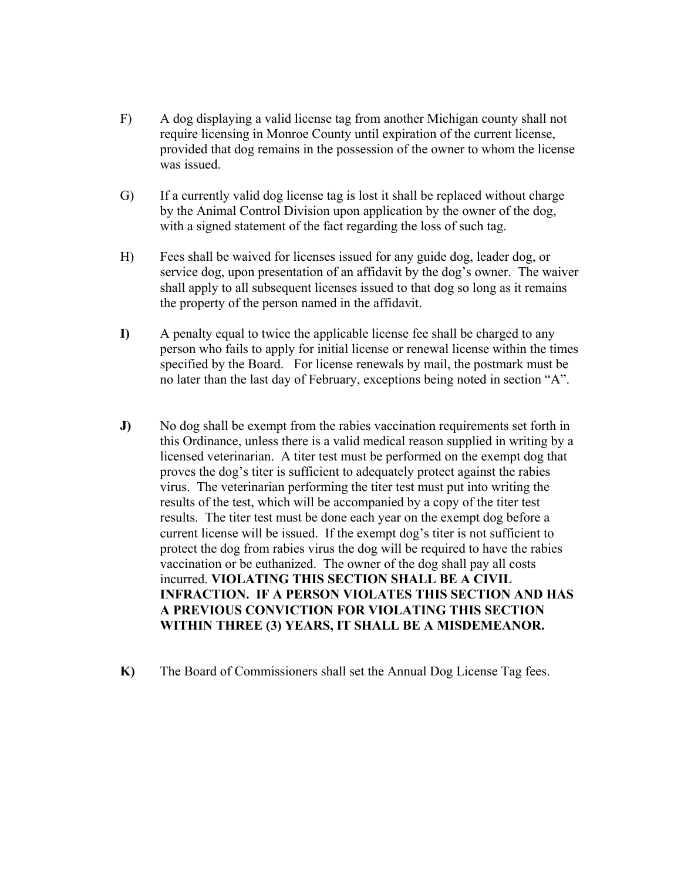F) A dog displaying a valid license tag from another Michigan county shall not require licensing in Monroe County until expiration of the current license, provided that dog remains in the possession of the owner to whom the license was issued.

G) If a currently valid dog license tag is lost it shall be replaced without charge by the Animal Control Division upon application by the owner of the dog, with a signed statement of the fact regarding the loss of such tag.

H) Fees shall be waived for licenses issued for any guide dog, leader dog, or service dog, upon presentation of an affidavit by the dog's owner. The waiver shall apply to all subsequent licenses issued to that dog so long as it remains the property of the person named in the affidavit.

**I)** A penalty equal to twice the applicable license fee shall be charged to any person who fails to apply for initial license or renewal license within the times specified by the Board. For license renewals by mail, the postmark must be no later than the last day of February, exceptions being noted in section "A".

**J)** No dog shall be exempt from the rabies vaccination requirements set forth in this Ordinance, unless there is a valid medical reason supplied in writing by a licensed veterinarian. A titer test must be performed on the exempt dog that proves the dog's titer is sufficient to adequately protect against the rabies virus. The veterinarian performing the titer test must put into writing the results of the test, which will be accompanied by a copy of the titer test results. The titer test must be done each year on the exempt dog before a current license will be issued. If the exempt dog's titer is not sufficient to protect the dog from rabies virus the dog will be required to have the rabies vaccination or be euthanized. The owner of the dog shall pay all costs incurred. **VIOLATING THIS SECTION SHALL BE A CIVIL INFRACTION. IF A PERSON VIOLATES THIS SECTION AND HAS A PREVIOUS CONVICTION FOR VIOLATING THIS SECTION WITHIN THREE (3) YEARS, IT SHALL BE A MISDEMEANOR.**

**K)** The Board of Commissioners shall set the Annual Dog License Tag fees.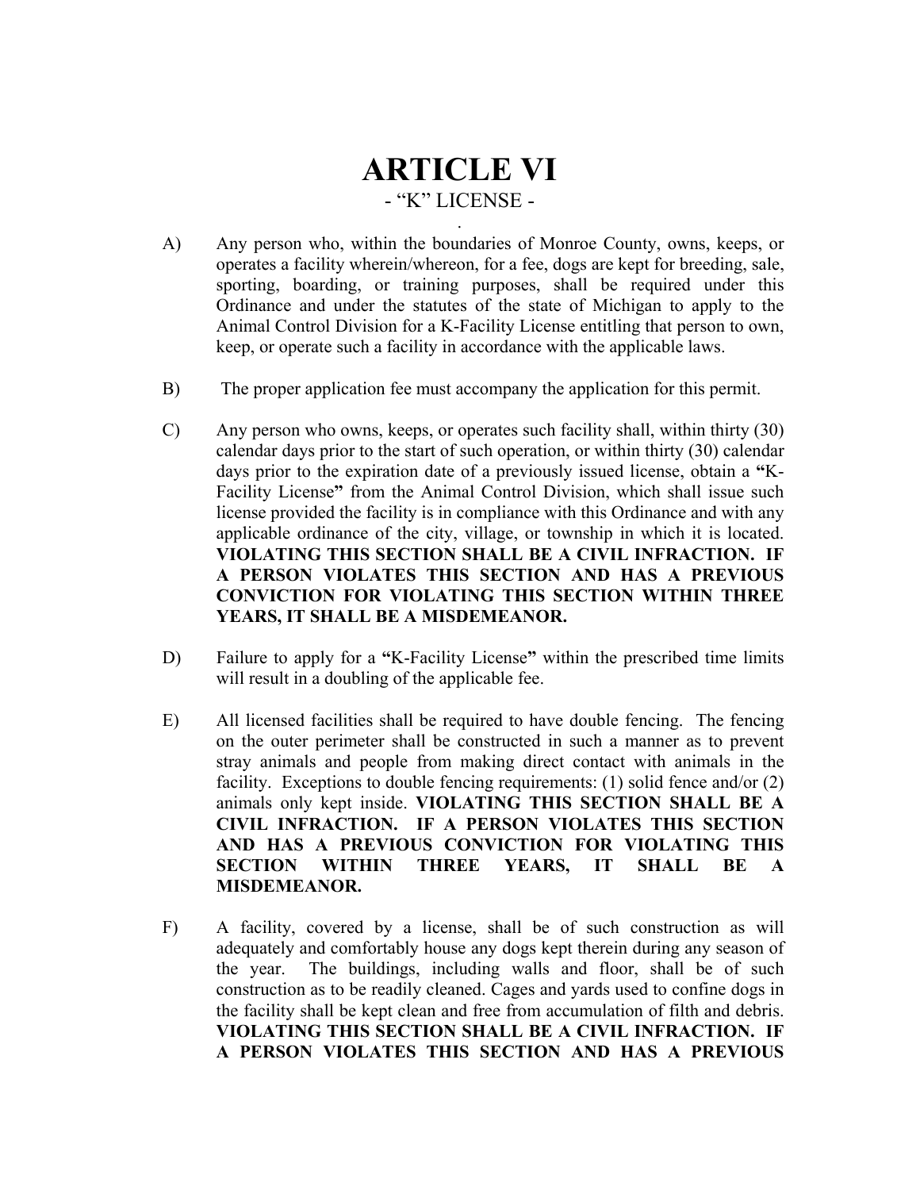# ARTICLE VI

## - "K" LICENSE -

A) Any person who, within the boundaries of Monroe County, owns, keeps, or operates a facility wherein/whereon, for a fee, dogs are kept for breeding, sale, sporting, boarding, or training purposes, shall be required under this Ordinance and under the statutes of the state of Michigan to apply to the Animal Control Division for a K-Facility License entitling that person to own, keep, or operate such a facility in accordance with the applicable laws.

B) The proper application fee must accompany the application for this permit.

C) Any person who owns, keeps, or operates such facility shall, within thirty (30) calendar days prior to the start of such operation, or within thirty (30) calendar days prior to the expiration date of a previously issued license, obtain a **"**K-Facility License**"** from the Animal Control Division, which shall issue such license provided the facility is in compliance with this Ordinance and with any applicable ordinance of the city, village, or township in which it is located. **VIOLATING THIS SECTION SHALL BE A CIVIL INFRACTION. IF A PERSON VIOLATES THIS SECTION AND HAS A PREVIOUS CONVICTION FOR VIOLATING THIS SECTION WITHIN THREE YEARS, IT SHALL BE A MISDEMEANOR.**

D) Failure to apply for a **"**K-Facility License**"** within the prescribed time limits will result in a doubling of the applicable fee.

E) All licensed facilities shall be required to have double fencing. The fencing on the outer perimeter shall be constructed in such a manner as to prevent stray animals and people from making direct contact with animals in the facility. Exceptions to double fencing requirements: (1) solid fence and/or (2) animals only kept inside. **VIOLATING THIS SECTION SHALL BE A CIVIL INFRACTION. IF A PERSON VIOLATES THIS SECTION AND HAS A PREVIOUS CONVICTION FOR VIOLATING THIS SECTION WITHIN THREE YEARS, IT SHALL BE A MISDEMEANOR.**

F) A facility, covered by a license, shall be of such construction as will adequately and comfortably house any dogs kept therein during any season of the year. The buildings, including walls and floor, shall be of such construction as to be readily cleaned. Cages and yards used to confine dogs in the facility shall be kept clean and free from accumulation of filth and debris. **VIOLATING THIS SECTION SHALL BE A CIVIL INFRACTION. IF A PERSON VIOLATES THIS SECTION AND HAS A PREVIOUS**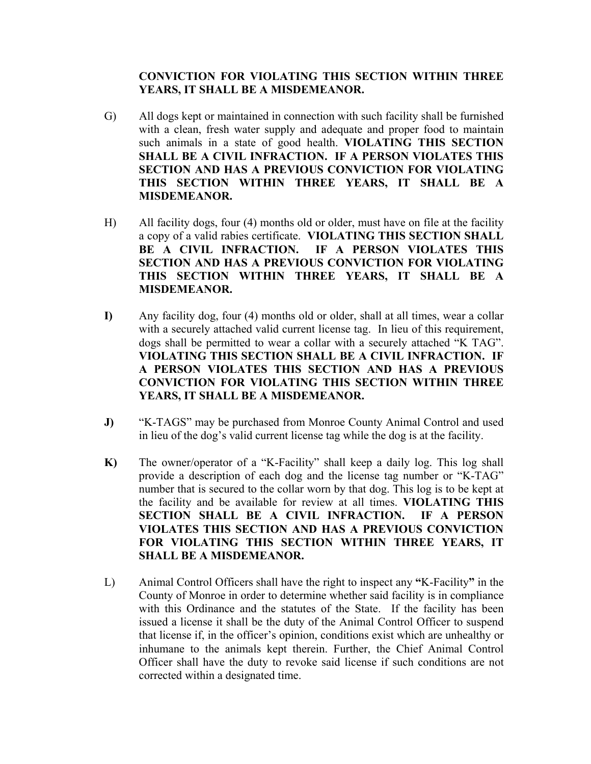**CONVICTION FOR VIOLATING THIS SECTION WITHIN THREE YEARS, IT SHALL BE A MISDEMEANOR.**

G) All dogs kept or maintained in connection with such facility shall be furnished with a clean, fresh water supply and adequate and proper food to maintain such animals in a state of good health. **VIOLATING THIS SECTION SHALL BE A CIVIL INFRACTION. IF A PERSON VIOLATES THIS SECTION AND HAS A PREVIOUS CONVICTION FOR VIOLATING THIS SECTION WITHIN THREE YEARS, IT SHALL BE A MISDEMEANOR.**

H) All facility dogs, four (4) months old or older, must have on file at the facility a copy of a valid rabies certificate. **VIOLATING THIS SECTION SHALL BE A CIVIL INFRACTION. IF A PERSON VIOLATES THIS SECTION AND HAS A PREVIOUS CONVICTION FOR VIOLATING THIS SECTION WITHIN THREE YEARS, IT SHALL BE A MISDEMEANOR.**

**I)** Any facility dog, four (4) months old or older, shall at all times, wear a collar with a securely attached valid current license tag. In lieu of this requirement, dogs shall be permitted to wear a collar with a securely attached "K TAG". **VIOLATING THIS SECTION SHALL BE A CIVIL INFRACTION. IF A PERSON VIOLATES THIS SECTION AND HAS A PREVIOUS CONVICTION FOR VIOLATING THIS SECTION WITHIN THREE YEARS, IT SHALL BE A MISDEMEANOR.**

**J)** "K-TAGS" may be purchased from Monroe County Animal Control and used in lieu of the dog's valid current license tag while the dog is at the facility.

**K)** The owner/operator of a "K-Facility" shall keep a daily log. This log shall provide a description of each dog and the license tag number or "K-TAG" number that is secured to the collar worn by that dog. This log is to be kept at the facility and be available for review at all times. **VIOLATING THIS SECTION SHALL BE A CIVIL INFRACTION. IF A PERSON VIOLATES THIS SECTION AND HAS A PREVIOUS CONVICTION FOR VIOLATING THIS SECTION WITHIN THREE YEARS, IT SHALL BE A MISDEMEANOR.**

L) Animal Control Officers shall have the right to inspect any **"**K-Facility**"** in the County of Monroe in order to determine whether said facility is in compliance with this Ordinance and the statutes of the State. If the facility has been issued a license it shall be the duty of the Animal Control Officer to suspend that license if, in the officer's opinion, conditions exist which are unhealthy or inhumane to the animals kept therein. Further, the Chief Animal Control Officer shall have the duty to revoke said license if such conditions are not corrected within a designated time.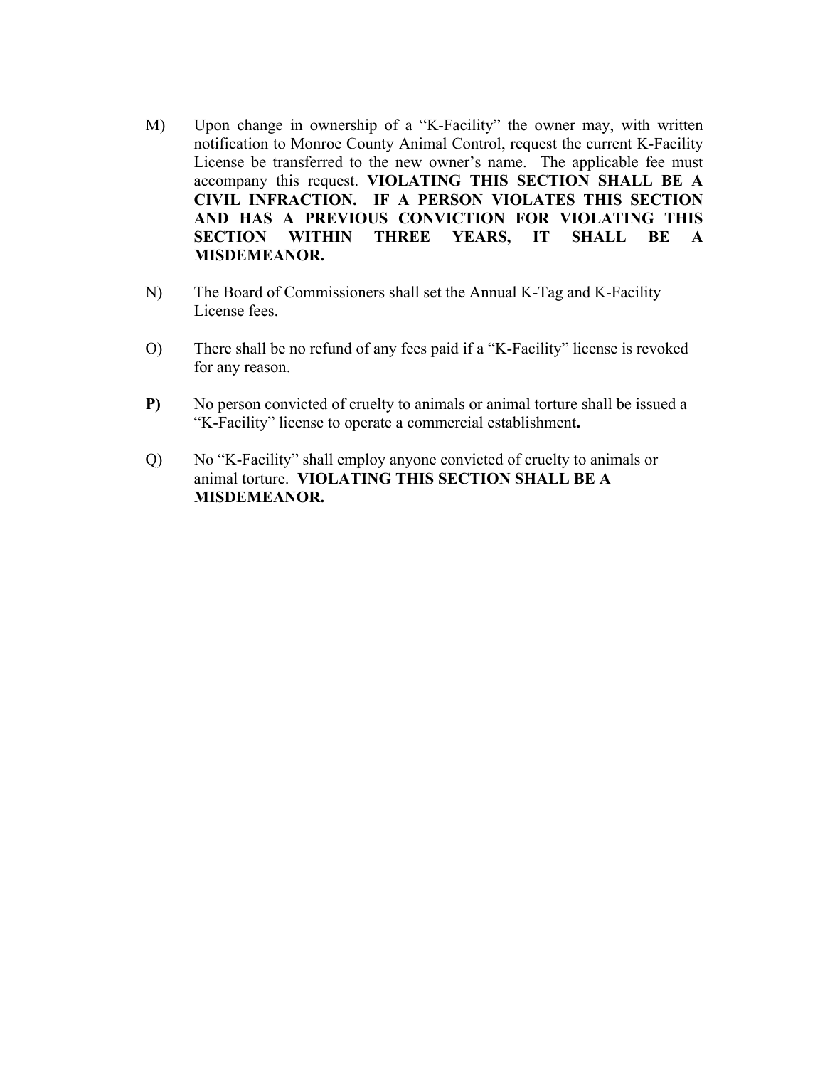M) Upon change in ownership of a "K-Facility" the owner may, with written notification to Monroe County Animal Control, request the current K-Facility License be transferred to the new owner's name. The applicable fee must accompany this request. **VIOLATING THIS SECTION SHALL BE A CIVIL INFRACTION. IF A PERSON VIOLATES THIS SECTION AND HAS A PREVIOUS CONVICTION FOR VIOLATING THIS SECTION WITHIN THREE YEARS, IT SHALL BE A MISDEMEANOR.**

N) The Board of Commissioners shall set the Annual K-Tag and K-Facility License fees.

O) There shall be no refund of any fees paid if a "K-Facility" license is revoked for any reason.

**P)** No person convicted of cruelty to animals or animal torture shall be issued a "K-Facility" license to operate a commercial establishment**.**

Q) No "K-Facility" shall employ anyone convicted of cruelty to animals or animal torture. **VIOLATING THIS SECTION SHALL BE A MISDEMEANOR.**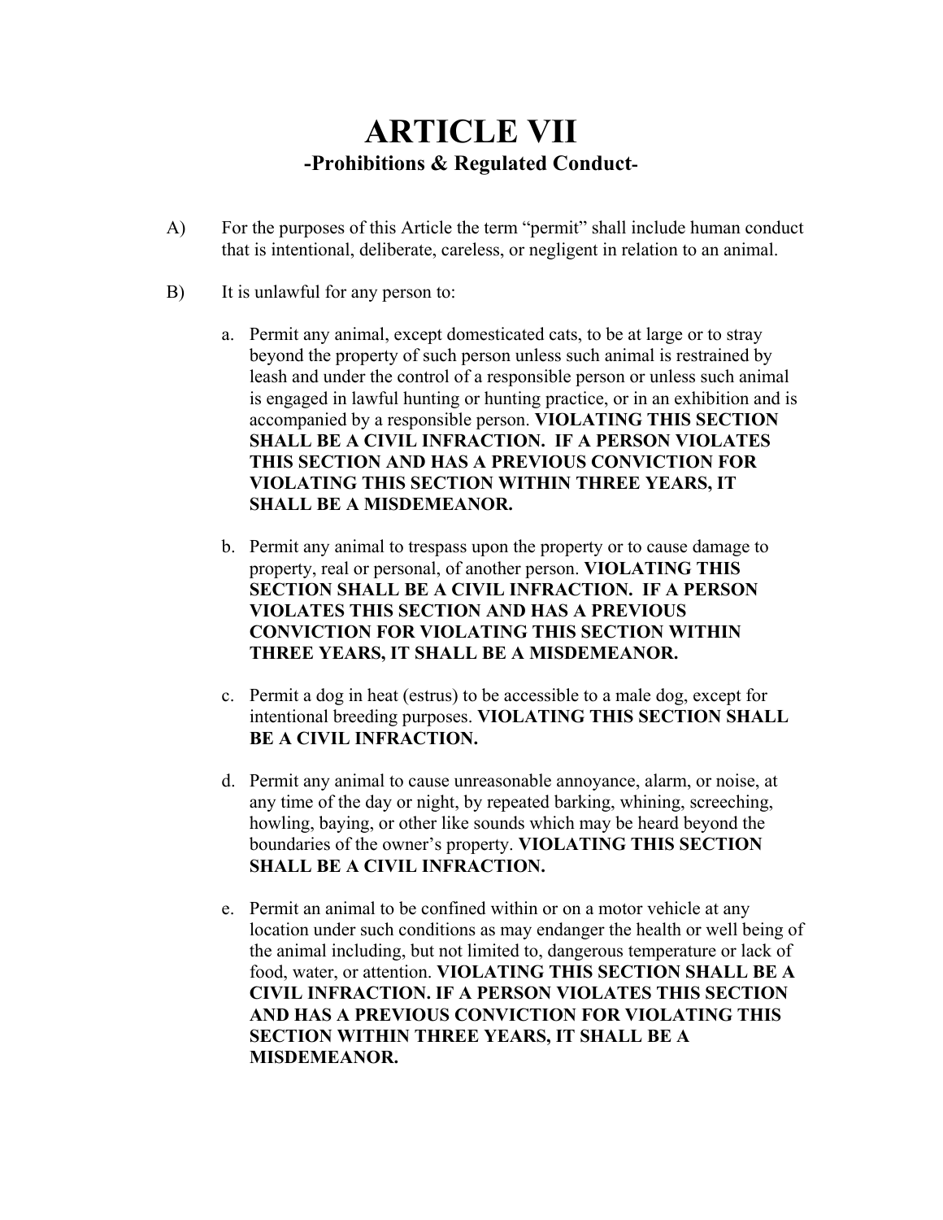# ARTICLE VII

## -Prohibitions & Regulated Conduct-

A) For the purposes of this Article the term “permit” shall include human conduct that is intentional, deliberate, careless, or negligent in relation to an animal.

B) It is unlawful for any person to:

a. Permit any animal, except domesticated cats, to be at large or to stray beyond the property of such person unless such animal is restrained by leash and under the control of a responsible person or unless such animal is engaged in lawful hunting or hunting practice, or in an exhibition and is accompanied by a responsible person. **VIOLATING THIS SECTION SHALL BE A CIVIL INFRACTION. IF A PERSON VIOLATES THIS SECTION AND HAS A PREVIOUS CONVICTION FOR VIOLATING THIS SECTION WITHIN THREE YEARS, IT SHALL BE A MISDEMEANOR.**

b. Permit any animal to trespass upon the property or to cause damage to property, real or personal, of another person. **VIOLATING THIS SECTION SHALL BE A CIVIL INFRACTION. IF A PERSON VIOLATES THIS SECTION AND HAS A PREVIOUS CONVICTION FOR VIOLATING THIS SECTION WITHIN THREE YEARS, IT SHALL BE A MISDEMEANOR.**

c. Permit a dog in heat (estrus) to be accessible to a male dog, except for intentional breeding purposes. **VIOLATING THIS SECTION SHALL BE A CIVIL INFRACTION.**

d. Permit any animal to cause unreasonable annoyance, alarm, or noise, at any time of the day or night, by repeated barking, whining, screeching, howling, baying, or other like sounds which may be heard beyond the boundaries of the owner’s property. **VIOLATING THIS SECTION SHALL BE A CIVIL INFRACTION.**

e. Permit an animal to be confined within or on a motor vehicle at any location under such conditions as may endanger the health or well being of the animal including, but not limited to, dangerous temperature or lack of food, water, or attention. **VIOLATING THIS SECTION SHALL BE A CIVIL INFRACTION. IF A PERSON VIOLATES THIS SECTION AND HAS A PREVIOUS CONVICTION FOR VIOLATING THIS SECTION WITHIN THREE YEARS, IT SHALL BE A MISDEMEANOR.**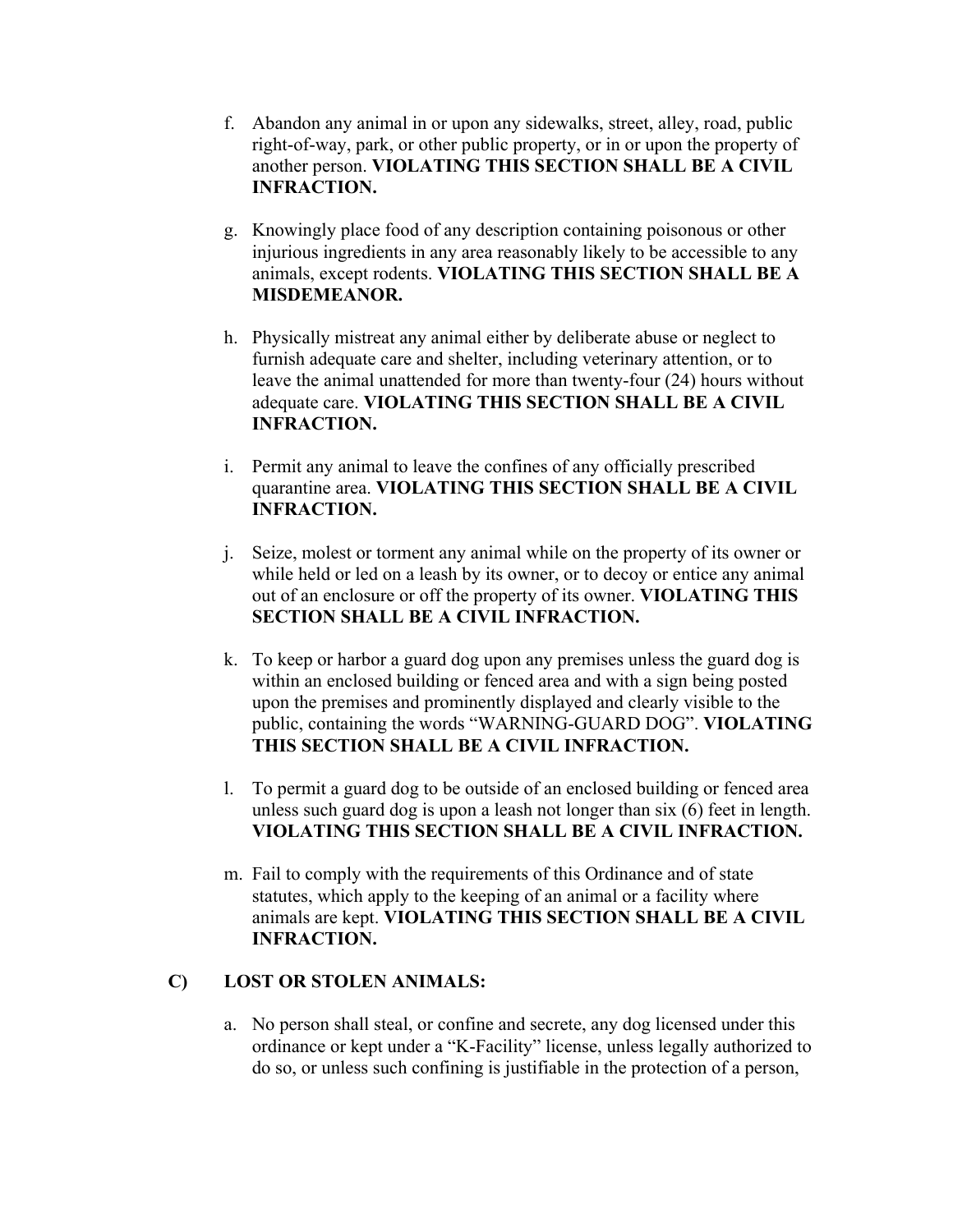f. Abandon any animal in or upon any sidewalks, street, alley, road, public right-of-way, park, or other public property, or in or upon the property of another person. **VIOLATING THIS SECTION SHALL BE A CIVIL INFRACTION.**

g. Knowingly place food of any description containing poisonous or other injurious ingredients in any area reasonably likely to be accessible to any animals, except rodents. **VIOLATING THIS SECTION SHALL BE A MISDEMEANOR.**

h. Physically mistreat any animal either by deliberate abuse or neglect to furnish adequate care and shelter, including veterinary attention, or to leave the animal unattended for more than twenty-four (24) hours without adequate care. **VIOLATING THIS SECTION SHALL BE A CIVIL INFRACTION.**

i. Permit any animal to leave the confines of any officially prescribed quarantine area. **VIOLATING THIS SECTION SHALL BE A CIVIL INFRACTION.**

j. Seize, molest or torment any animal while on the property of its owner or while held or led on a leash by its owner, or to decoy or entice any animal out of an enclosure or off the property of its owner. **VIOLATING THIS SECTION SHALL BE A CIVIL INFRACTION.**

k. To keep or harbor a guard dog upon any premises unless the guard dog is within an enclosed building or fenced area and with a sign being posted upon the premises and prominently displayed and clearly visible to the public, containing the words "WARNING-GUARD DOG". **VIOLATING THIS SECTION SHALL BE A CIVIL INFRACTION.**

l. To permit a guard dog to be outside of an enclosed building or fenced area unless such guard dog is upon a leash not longer than six (6) feet in length. **VIOLATING THIS SECTION SHALL BE A CIVIL INFRACTION.**

m. Fail to comply with the requirements of this Ordinance and of state statutes, which apply to the keeping of an animal or a facility where animals are kept. **VIOLATING THIS SECTION SHALL BE A CIVIL INFRACTION.**

**C) LOST OR STOLEN ANIMALS:**

a. No person shall steal, or confine and secrete, any dog licensed under this ordinance or kept under a "K-Facility" license, unless legally authorized to do so, or unless such confining is justifiable in the protection of a person,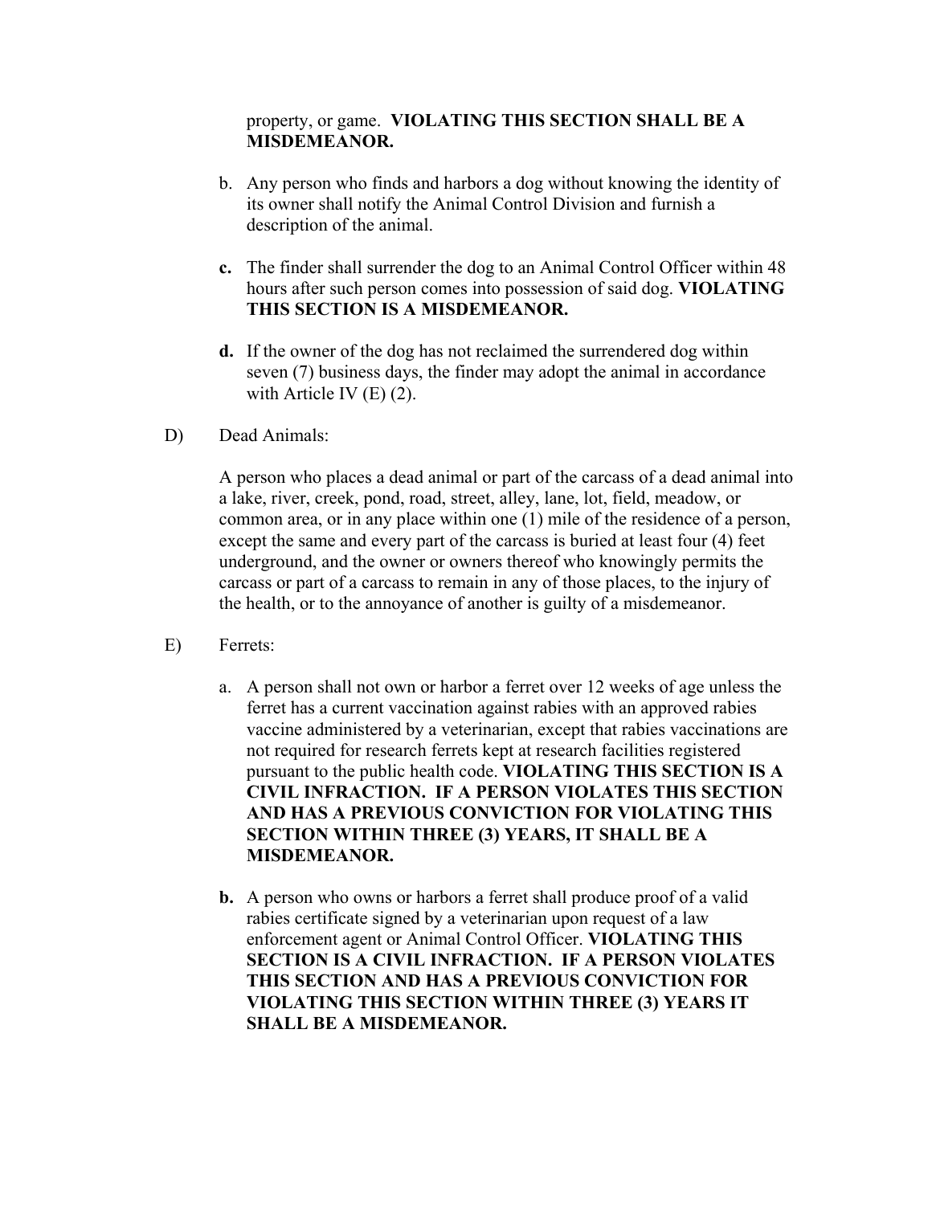property, or game. **VIOLATING THIS SECTION SHALL BE A MISDEMEANOR.**

b. Any person who finds and harbors a dog without knowing the identity of its owner shall notify the Animal Control Division and furnish a description of the animal.

**c.** The finder shall surrender the dog to an Animal Control Officer within 48 hours after such person comes into possession of said dog. **VIOLATING THIS SECTION IS A MISDEMEANOR.**

**d.** If the owner of the dog has not reclaimed the surrendered dog within seven (7) business days, the finder may adopt the animal in accordance with Article IV (E) (2).

D) Dead Animals:

A person who places a dead animal or part of the carcass of a dead animal into a lake, river, creek, pond, road, street, alley, lane, lot, field, meadow, or common area, or in any place within one (1) mile of the residence of a person, except the same and every part of the carcass is buried at least four (4) feet underground, and the owner or owners thereof who knowingly permits the carcass or part of a carcass to remain in any of those places, to the injury of the health, or to the annoyance of another is guilty of a misdemeanor.

E) Ferrets:

a. A person shall not own or harbor a ferret over 12 weeks of age unless the ferret has a current vaccination against rabies with an approved rabies vaccine administered by a veterinarian, except that rabies vaccinations are not required for research ferrets kept at research facilities registered pursuant to the public health code. **VIOLATING THIS SECTION IS A CIVIL INFRACTION. IF A PERSON VIOLATES THIS SECTION AND HAS A PREVIOUS CONVICTION FOR VIOLATING THIS SECTION WITHIN THREE (3) YEARS, IT SHALL BE A MISDEMEANOR.**

**b.** A person who owns or harbors a ferret shall produce proof of a valid rabies certificate signed by a veterinarian upon request of a law enforcement agent or Animal Control Officer. **VIOLATING THIS SECTION IS A CIVIL INFRACTION. IF A PERSON VIOLATES THIS SECTION AND HAS A PREVIOUS CONVICTION FOR VIOLATING THIS SECTION WITHIN THREE (3) YEARS IT SHALL BE A MISDEMEANOR.**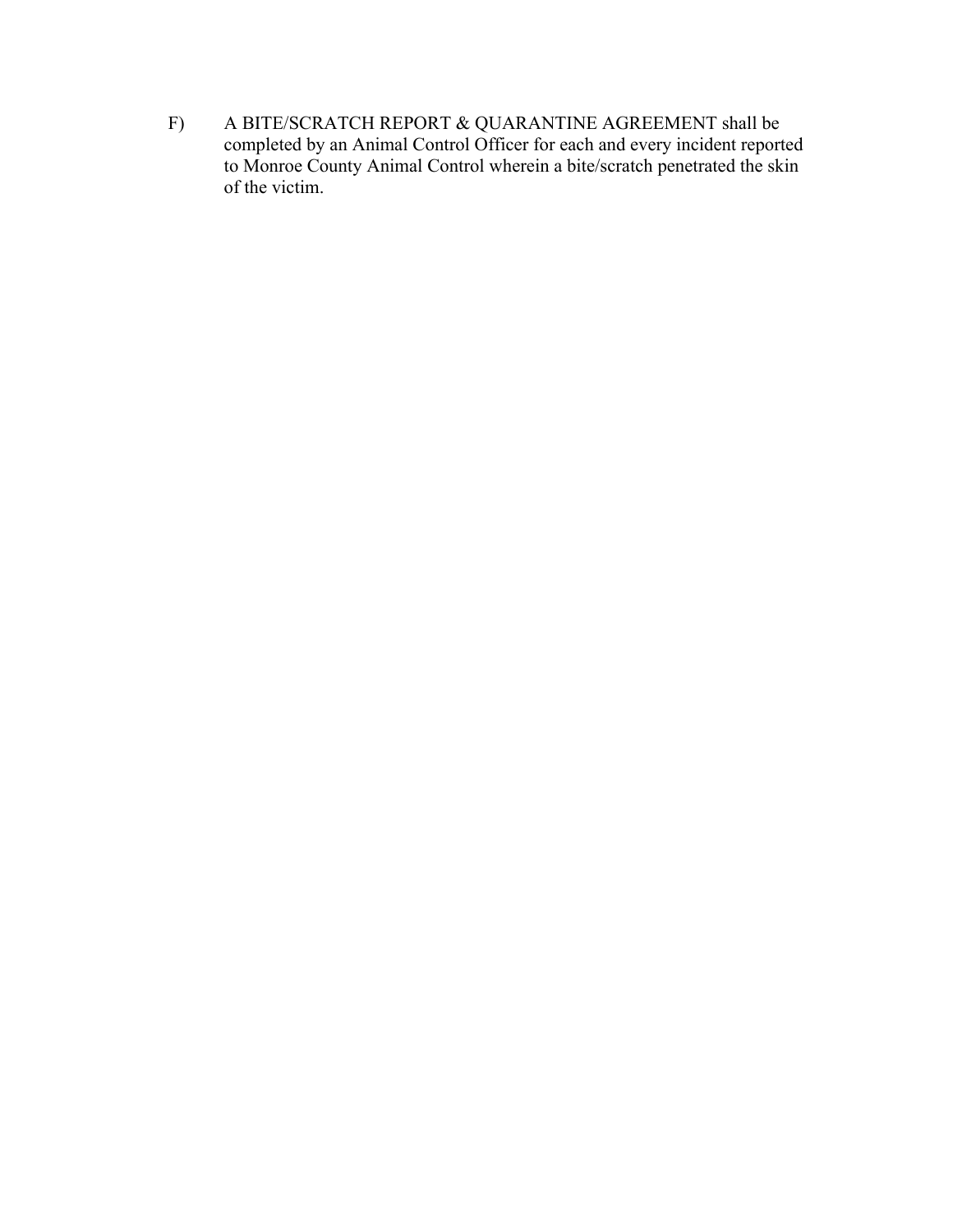F) A BITE/SCRATCH REPORT & QUARANTINE AGREEMENT shall be completed by an Animal Control Officer for each and every incident reported to Monroe County Animal Control wherein a bite/scratch penetrated the skin of the victim.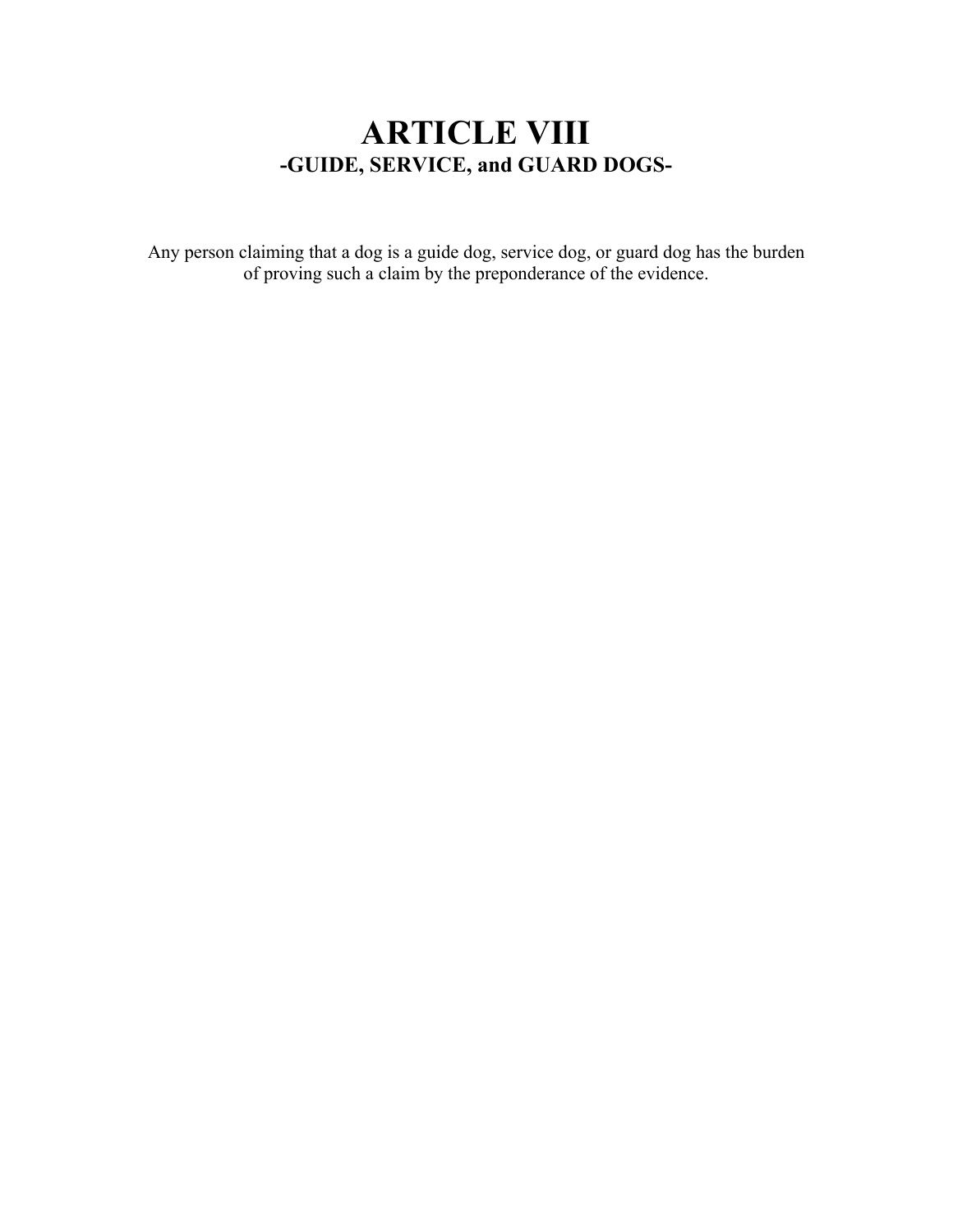# ARTICLE VIII

## -GUIDE, SERVICE, and GUARD DOGS-

Any person claiming that a dog is a guide dog, service dog, or guard dog has the burden of proving such a claim by the preponderance of the evidence.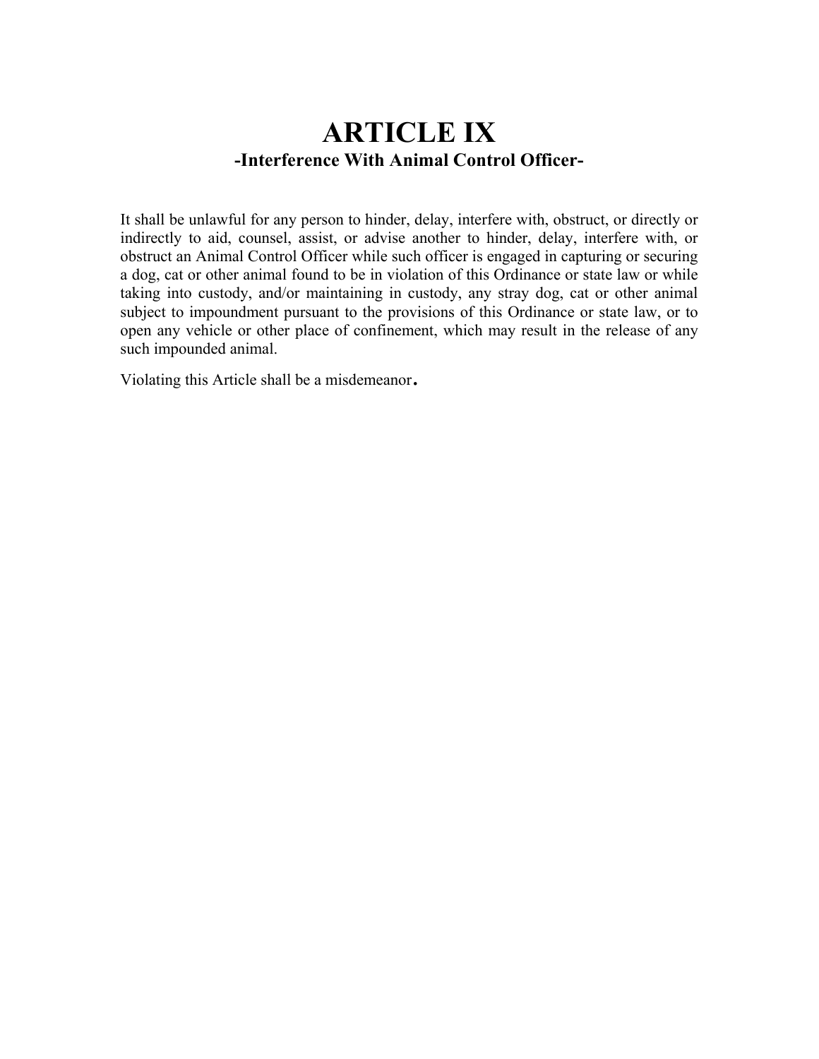# ARTICLE IX

## -Interference With Animal Control Officer-

It shall be unlawful for any person to hinder, delay, interfere with, obstruct, or directly or indirectly to aid, counsel, assist, or advise another to hinder, delay, interfere with, or obstruct an Animal Control Officer while such officer is engaged in capturing or securing a dog, cat or other animal found to be in violation of this Ordinance or state law or while taking into custody, and/or maintaining in custody, any stray dog, cat or other animal subject to impoundment pursuant to the provisions of this Ordinance or state law, or to open any vehicle or other place of confinement, which may result in the release of any such impounded animal.

Violating this Article shall be a misdemeanor.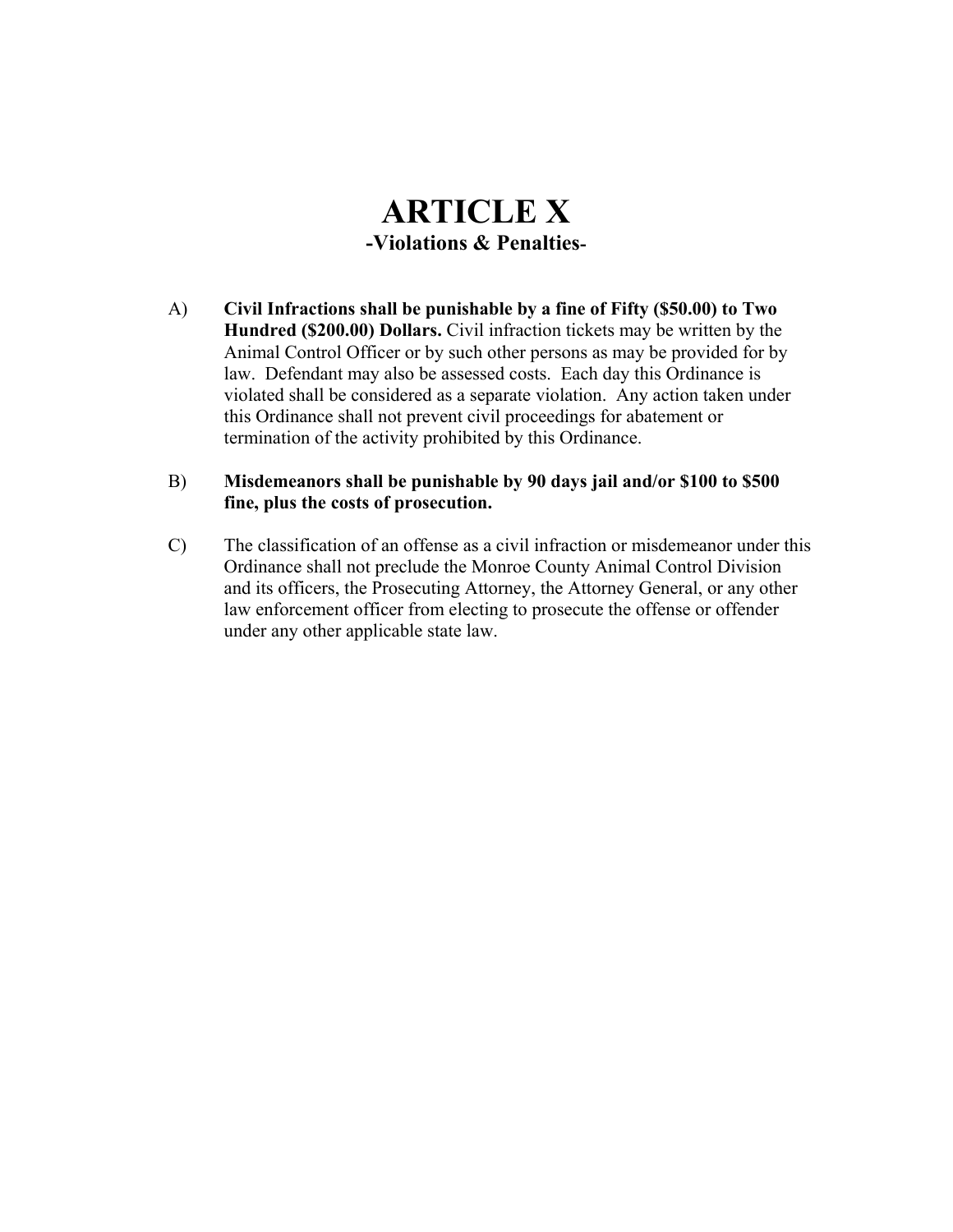# ARTICLE X

## -Violations & Penalties-

A) **Civil Infractions shall be punishable by a fine of Fifty ($50.00) to Two Hundred ($200.00) Dollars.** Civil infraction tickets may be written by the Animal Control Officer or by such other persons as may be provided for by law. Defendant may also be assessed costs. Each day this Ordinance is violated shall be considered as a separate violation. Any action taken under this Ordinance shall not prevent civil proceedings for abatement or termination of the activity prohibited by this Ordinance.

B) **Misdemeanors shall be punishable by 90 days jail and/or $100 to $500 fine, plus the costs of prosecution.**

C) The classification of an offense as a civil infraction or misdemeanor under this Ordinance shall not preclude the Monroe County Animal Control Division and its officers, the Prosecuting Attorney, the Attorney General, or any other law enforcement officer from electing to prosecute the offense or offender under any other applicable state law.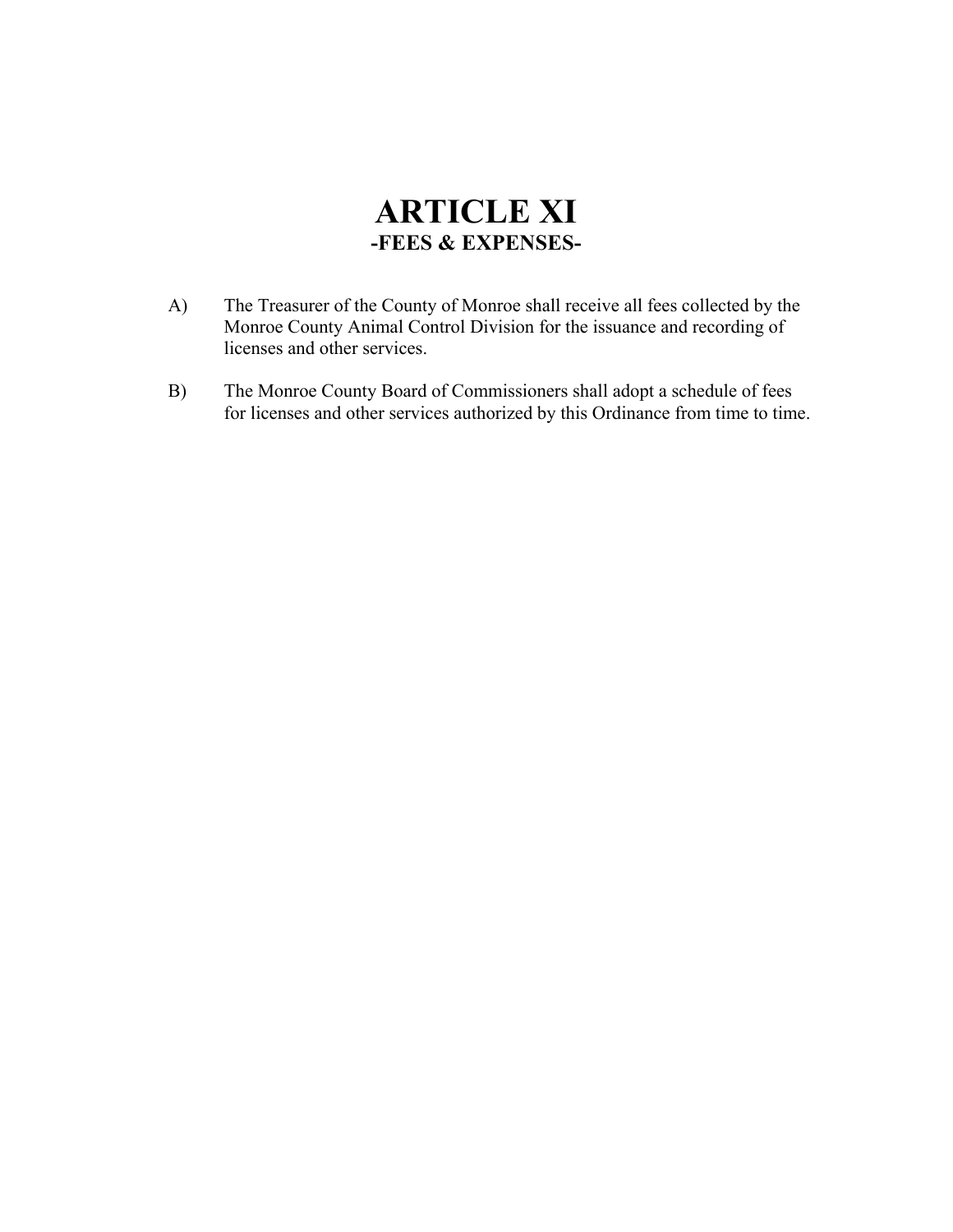# ARTICLE XI

## -FEES & EXPENSES-

A) The Treasurer of the County of Monroe shall receive all fees collected by the Monroe County Animal Control Division for the issuance and recording of licenses and other services.

B) The Monroe County Board of Commissioners shall adopt a schedule of fees for licenses and other services authorized by this Ordinance from time to time.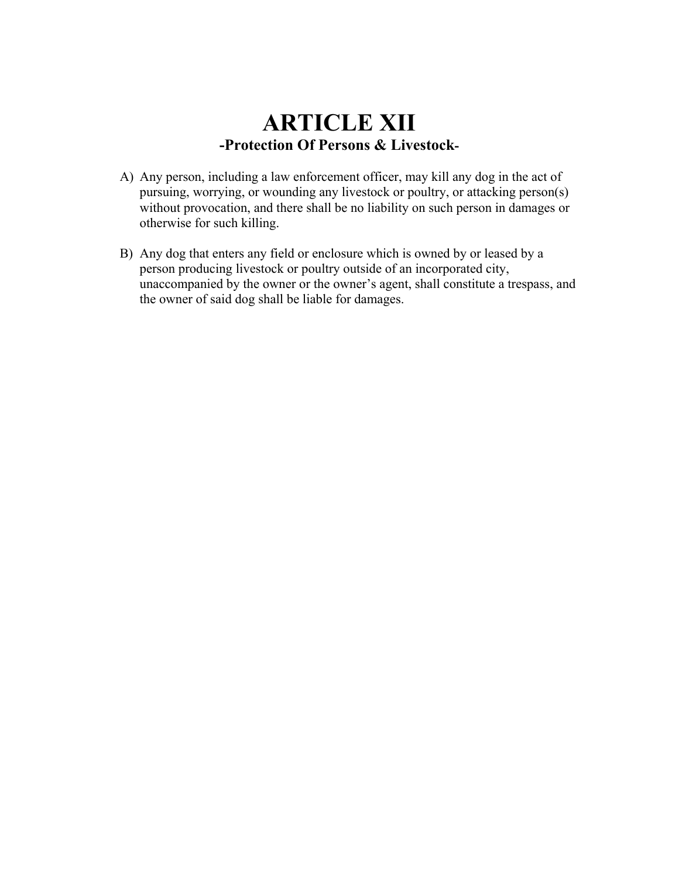# ARTICLE XII

## -Protection Of Persons & Livestock-

A) Any person, including a law enforcement officer, may kill any dog in the act of pursuing, worrying, or wounding any livestock or poultry, or attacking person(s) without provocation, and there shall be no liability on such person in damages or otherwise for such killing.

B) Any dog that enters any field or enclosure which is owned by or leased by a person producing livestock or poultry outside of an incorporated city, unaccompanied by the owner or the owner's agent, shall constitute a trespass, and the owner of said dog shall be liable for damages.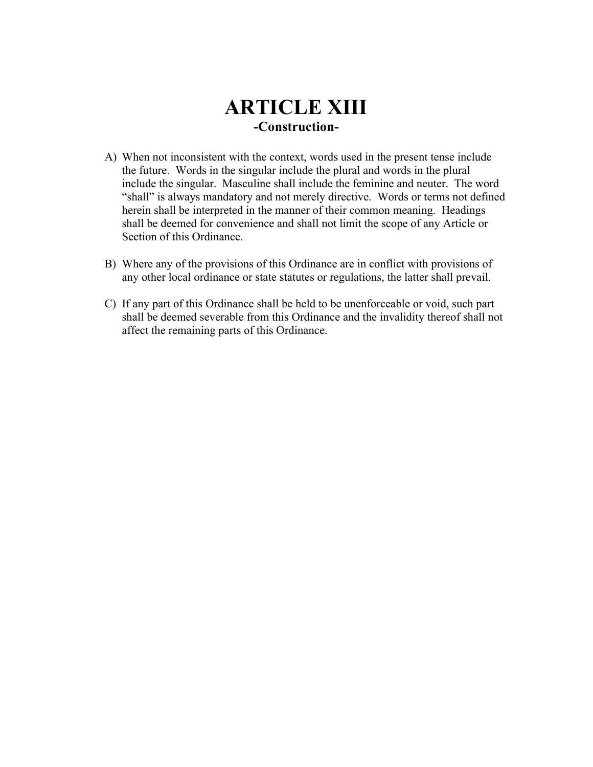# ARTICLE XIII

## -Construction-

A) When not inconsistent with the context, words used in the present tense include the future. Words in the singular include the plural and words in the plural include the singular. Masculine shall include the feminine and neuter. The word "shall" is always mandatory and not merely directive. Words or terms not defined herein shall be interpreted in the manner of their common meaning. Headings shall be deemed for convenience and shall not limit the scope of any Article or Section of this Ordinance.

B) Where any of the provisions of this Ordinance are in conflict with provisions of any other local ordinance or state statutes or regulations, the latter shall prevail.

C) If any part of this Ordinance shall be held to be unenforceable or void, such part shall be deemed severable from this Ordinance and the invalidity thereof shall not affect the remaining parts of this Ordinance.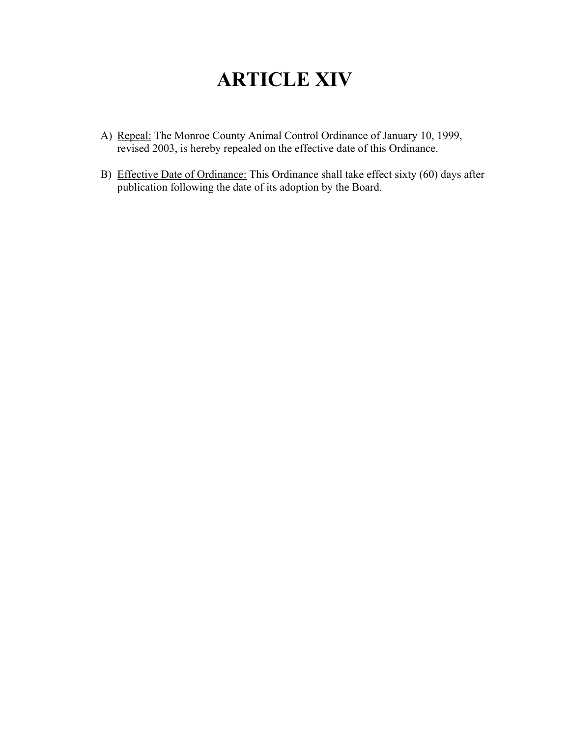# ARTICLE XIV

A) Repeal: The Monroe County Animal Control Ordinance of January 10, 1999, revised 2003, is hereby repealed on the effective date of this Ordinance.

B) Effective Date of Ordinance: This Ordinance shall take effect sixty (60) days after publication following the date of its adoption by the Board.